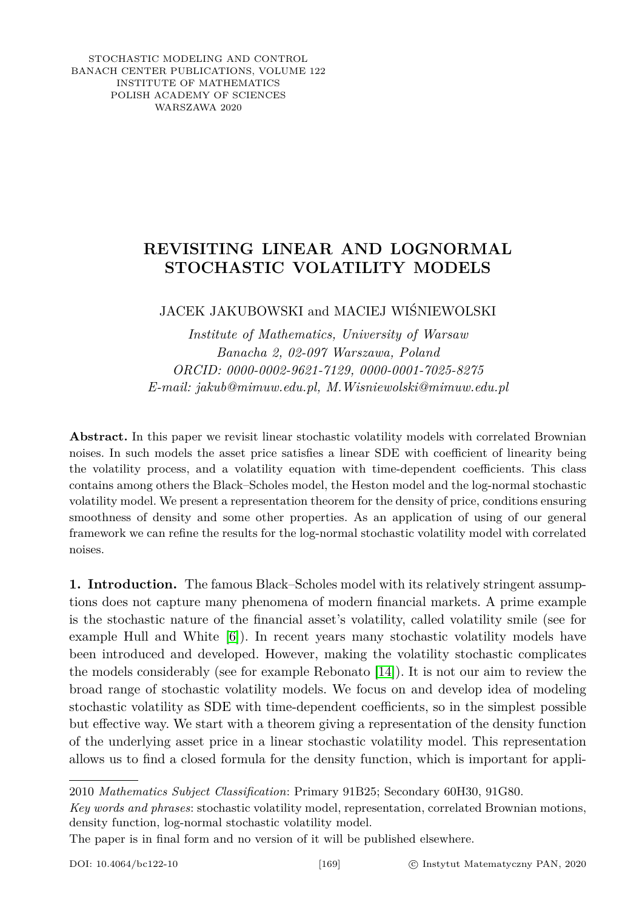STOCHASTIC MODELING AND CONTROL
BANACH CENTER PUBLICATIONS, VOLUME 122
INSTITUTE OF MATHEMATICS
POLISH ACADEMY OF SCIENCES
WARSZAWA 2020

# REVISITING LINEAR AND LOGNORMAL STOCHASTIC VOLATILITY MODELS

JACEK JAKUBOWSKI and MACIEJ WIŚNIEWOLSKI

*Institute of Mathematics, University of Warsaw*
*Banacha 2, 02-097 Warszawa, Poland*
*ORCID: 0000-0002-9621-7129, 0000-0001-7025-8275*
*E-mail: jakub@mimuw.edu.pl, M.Wisniewolski@mimuw.edu.pl*

**Abstract.** In this paper we revisit linear stochastic volatility models with correlated Brownian noises. In such models the asset price satisfies a linear SDE with coefficient of linearity being the volatility process, and a volatility equation with time-dependent coefficients. This class contains among others the Black–Scholes model, the Heston model and the log-normal stochastic volatility model. We present a representation theorem for the density of price, conditions ensuring smoothness of density and some other properties. As an application of using of our general framework we can refine the results for the log-normal stochastic volatility model with correlated noises.

**1. Introduction.** The famous Black–Scholes model with its relatively stringent assumptions does not capture many phenomena of modern financial markets. A prime example is the stochastic nature of the financial asset's volatility, called volatility smile (see for example Hull and White [6]). In recent years many stochastic volatility models have been introduced and developed. However, making the volatility stochastic complicates the models considerably (see for example Rebonato [14]). It is not our aim to review the broad range of stochastic volatility models. We focus on and develop idea of modeling stochastic volatility as SDE with time-dependent coefficients, so in the simplest possible but effective way. We start with a theorem giving a representation of the density function of the underlying asset price in a linear stochastic volatility model. This representation allows us to find a closed formula for the density function, which is important for appli-

2010 *Mathematics Subject Classification*: Primary 91B25; Secondary 60H30, 91G80.

*Key words and phrases*: stochastic volatility model, representation, correlated Brownian motions, density function, log-normal stochastic volatility model.

The paper is in final form and no version of it will be published elsewhere.

DOI: 10.4064/bc122-10 © Instytut Matematyczny PAN, 2020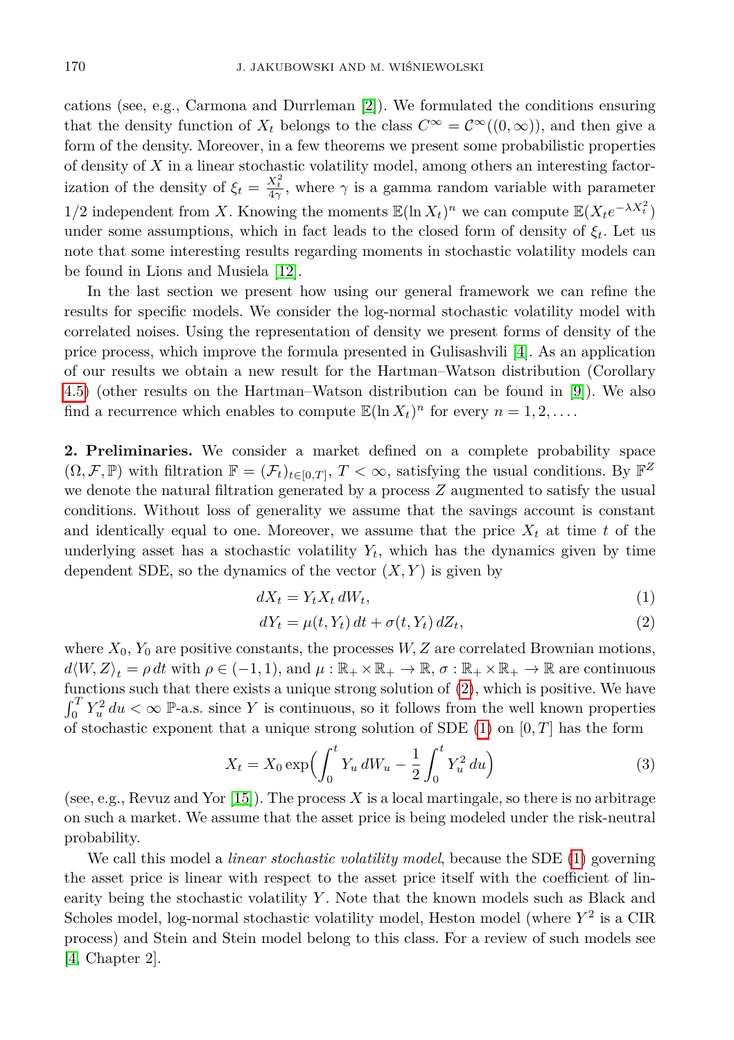cations (see, e.g., Carmona and Durrleman [2]). We formulated the conditions ensuring that the density function of $X_t$ belongs to the class $C^\infty = \mathcal{C}^\infty((0,\infty))$, and then give a form of the density. Moreover, in a few theorems we present some probabilistic properties of density of $X$ in a linear stochastic volatility model, among others an interesting factorization of the density of $\xi_t = \frac{X_t^2}{4\gamma}$, where $\gamma$ is a gamma random variable with parameter $1/2$ independent from $X$. Knowing the moments $\mathbb{E}(\ln X_t)^n$ we can compute $\mathbb{E}(X_t e^{-\lambda X_t^2})$ under some assumptions, which in fact leads to the closed form of density of $\xi_t$. Let us note that some interesting results regarding moments in stochastic volatility models can be found in Lions and Musiela [12].

In the last section we present how using our general framework we can refine the results for specific models. We consider the log-normal stochastic volatility model with correlated noises. Using the representation of density we present forms of density of the price process, which improve the formula presented in Gulisashvili [4]. As an application of our results we obtain a new result for the Hartman–Watson distribution (Corollary 4.5) (other results on the Hartman–Watson distribution can be found in [9]). We also find a recurrence which enables to compute $\mathbb{E}(\ln X_t)^n$ for every $n = 1, 2, \ldots$.

**2. Preliminaries.** We consider a market defined on a complete probability space $(\Omega, \mathcal{F}, \mathbb{P})$ with filtration $\mathbb{F} = (\mathcal{F}_t)_{t\in[0,T]}$, $T < \infty$, satisfying the usual conditions. By $\mathbb{F}^Z$ we denote the natural filtration generated by a process $Z$ augmented to satisfy the usual conditions. Without loss of generality we assume that the savings account is constant and identically equal to one. Moreover, we assume that the price $X_t$ at time $t$ of the underlying asset has a stochastic volatility $Y_t$, which has the dynamics given by time dependent SDE, so the dynamics of the vector $(X, Y)$ is given by

$$dX_t = Y_t X_t \, dW_t, \tag{1}$$

$$dY_t = \mu(t, Y_t)\, dt + \sigma(t, Y_t)\, dZ_t, \tag{2}$$

where $X_0, Y_0$ are positive constants, the processes $W, Z$ are correlated Brownian motions, $d\langle W, Z\rangle_t = \rho\, dt$ with $\rho \in (-1, 1)$, and $\mu : \mathbb{R}_+ \times \mathbb{R}_+ \to \mathbb{R}$, $\sigma : \mathbb{R}_+ \times \mathbb{R}_+ \to \mathbb{R}$ are continuous functions such that there exists a unique strong solution of (2), which is positive. We have $\int_0^T Y_u^2\, du < \infty$ $\mathbb{P}$-a.s. since $Y$ is continuous, so it follows from the well known properties of stochastic exponent that a unique strong solution of SDE (1) on $[0, T]$ has the form

$$X_t = X_0 \exp\Big( \int_0^t Y_u \, dW_u - \frac{1}{2} \int_0^t Y_u^2 \, du \Big) \tag{3}$$

(see, e.g., Revuz and Yor [15]). The process $X$ is a local martingale, so there is no arbitrage on such a market. We assume that the asset price is being modeled under the risk-neutral probability.

We call this model a *linear stochastic volatility model*, because the SDE (1) governing the asset price is linear with respect to the asset price itself with the coefficient of linearity being the stochastic volatility $Y$. Note that the known models such as Black and Scholes model, log-normal stochastic volatility model, Heston model (where $Y^2$ is a CIR process) and Stein and Stein model belong to this class. For a review of such models see [4, Chapter 2].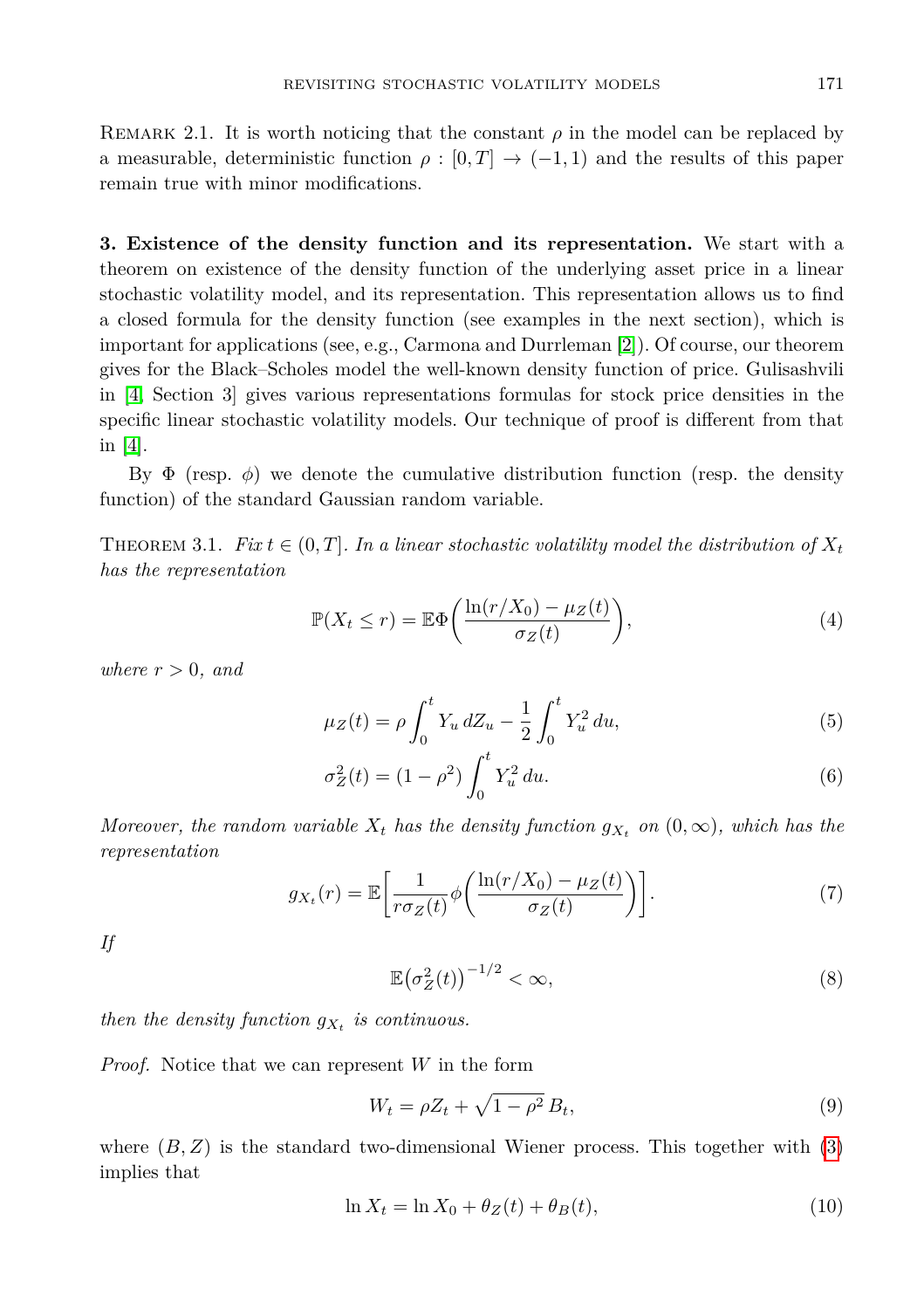Remark 2.1. It is worth noticing that the constant $\rho$ in the model can be replaced by a measurable, deterministic function $\rho : [0,T] \to (-1,1)$ and the results of this paper remain true with minor modifications.

**3. Existence of the density function and its representation.** We start with a theorem on existence of the density function of the underlying asset price in a linear stochastic volatility model, and its representation. This representation allows us to find a closed formula for the density function (see examples in the next section), which is important for applications (see, e.g., Carmona and Durrleman [2]). Of course, our theorem gives for the Black–Scholes model the well-known density function of price. Gulisashvili in [4, Section 3] gives various representations formulas for stock price densities in the specific linear stochastic volatility models. Our technique of proof is different from that in [4].

By $\Phi$ (resp. $\phi$) we denote the cumulative distribution function (resp. the density function) of the standard Gaussian random variable.

Theorem 3.1. *Fix $t \in (0,T]$. In a linear stochastic volatility model the distribution of $X_t$ has the representation*

$$\mathbb{P}(X_t \le r) = \mathbb{E}\Phi\Big(\frac{\ln(r/X_0) - \mu_Z(t)}{\sigma_Z(t)}\Big), \tag{4}$$

*where $r > 0$, and*

$$\mu_Z(t) = \rho \int_0^t Y_u \, dZ_u - \frac{1}{2}\int_0^t Y_u^2 \, du, \tag{5}$$

$$\sigma_Z^2(t) = (1-\rho^2)\int_0^t Y_u^2 \, du. \tag{6}$$

*Moreover, the random variable $X_t$ has the density function $g_{X_t}$ on $(0,\infty)$, which has the representation*

$$g_{X_t}(r) = \mathbb{E}\Big[\frac{1}{r\sigma_Z(t)}\phi\Big(\frac{\ln(r/X_0) - \mu_Z(t)}{\sigma_Z(t)}\Big)\Big]. \tag{7}$$

*If*

$$\mathbb{E}\big(\sigma_Z^2(t)\big)^{-1/2} < \infty, \tag{8}$$

*then the density function $g_{X_t}$ is continuous.*

*Proof.* Notice that we can represent $W$ in the form

$$W_t = \rho Z_t + \sqrt{1-\rho^2}\, B_t, \tag{9}$$

where $(B,Z)$ is the standard two-dimensional Wiener process. This together with (3) implies that

$$\ln X_t = \ln X_0 + \theta_Z(t) + \theta_B(t), \tag{10}$$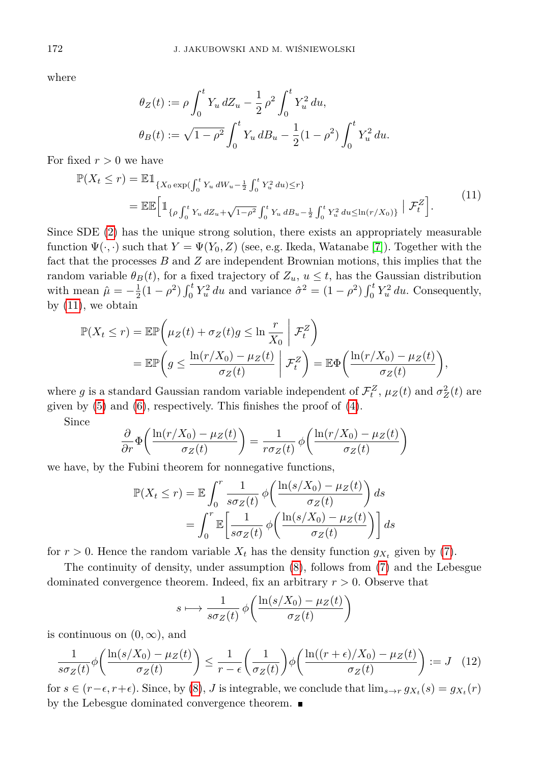where

$$\theta_Z(t) := \rho \int_0^t Y_u\, dZ_u - \frac{1}{2}\,\rho^2 \int_0^t Y_u^2\, du,$$

$$\theta_B(t) := \sqrt{1-\rho^2} \int_0^t Y_u\, dB_u - \frac{1}{2}(1-\rho^2) \int_0^t Y_u^2\, du.$$

For fixed $r > 0$ we have

$$\begin{aligned}
\mathbb{P}(X_t \le r) &= \mathbb{E}\mathbb{1}_{\{X_0 \exp(\int_0^t Y_u\, dW_u - \frac{1}{2}\int_0^t Y_u^2\, du) \le r\}} \\
&= \mathbb{E}\mathbb{E}\Big[\mathbb{1}_{\{\rho \int_0^t Y_u\, dZ_u + \sqrt{1-\rho^2}\int_0^t Y_u\, dB_u - \frac{1}{2}\int_0^t Y_u^2\, du \le \ln(r/X_0)\}} \;\Big|\; \mathcal{F}_t^Z\Big].
\end{aligned} \tag{11}$$

Since SDE (2) has the unique strong solution, there exists an appropriately measurable function $\Psi(\cdot,\cdot)$ such that $Y = \Psi(Y_0, Z)$ (see, e.g. Ikeda, Watanabe [7]). Together with the fact that the processes $B$ and $Z$ are independent Brownian motions, this implies that the random variable $\theta_B(t)$, for a fixed trajectory of $Z_u$, $u \le t$, has the Gaussian distribution with mean $\hat{\mu} = -\frac{1}{2}(1-\rho^2)\int_0^t Y_u^2\, du$ and variance $\hat{\sigma}^2 = (1-\rho^2)\int_0^t Y_u^2\, du$. Consequently, by (11), we obtain

$$\begin{aligned}
\mathbb{P}(X_t \le r) &= \mathbb{E}\mathbb{P}\bigg(\mu_Z(t) + \sigma_Z(t) g \le \ln\frac{r}{X_0} \;\bigg|\; \mathcal{F}_t^Z\bigg) \\
&= \mathbb{E}\mathbb{P}\bigg(g \le \frac{\ln(r/X_0) - \mu_Z(t)}{\sigma_Z(t)} \;\bigg|\; \mathcal{F}_t^Z\bigg) = \mathbb{E}\Phi\bigg(\frac{\ln(r/X_0) - \mu_Z(t)}{\sigma_Z(t)}\bigg),
\end{aligned}$$

where $g$ is a standard Gaussian random variable independent of $\mathcal{F}_t^Z$, $\mu_Z(t)$ and $\sigma_Z^2(t)$ are given by (5) and (6), respectively. This finishes the proof of (4).

Since

$$\frac{\partial}{\partial r}\Phi\bigg(\frac{\ln(r/X_0) - \mu_Z(t)}{\sigma_Z(t)}\bigg) = \frac{1}{r\sigma_Z(t)}\,\phi\bigg(\frac{\ln(r/X_0) - \mu_Z(t)}{\sigma_Z(t)}\bigg)$$

we have, by the Fubini theorem for nonnegative functions,

$$\begin{aligned}
\mathbb{P}(X_t \le r) &= \mathbb{E}\int_0^r \frac{1}{s\sigma_Z(t)}\,\phi\bigg(\frac{\ln(s/X_0) - \mu_Z(t)}{\sigma_Z(t)}\bigg)\, ds \\
&= \int_0^r \mathbb{E}\bigg[\frac{1}{s\sigma_Z(t)}\,\phi\bigg(\frac{\ln(s/X_0) - \mu_Z(t)}{\sigma_Z(t)}\bigg)\bigg]\, ds
\end{aligned}$$

for $r > 0$. Hence the random variable $X_t$ has the density function $g_{X_t}$ given by (7).

The continuity of density, under assumption (8), follows from (7) and the Lebesgue dominated convergence theorem. Indeed, fix an arbitrary $r > 0$. Observe that

$$s \longmapsto \frac{1}{s\sigma_Z(t)}\,\phi\bigg(\frac{\ln(s/X_0) - \mu_Z(t)}{\sigma_Z(t)}\bigg)$$

is continuous on $(0,\infty)$, and

$$\frac{1}{s\sigma_Z(t)}\phi\bigg(\frac{\ln(s/X_0) - \mu_Z(t)}{\sigma_Z(t)}\bigg) \le \frac{1}{r-\epsilon}\bigg(\frac{1}{\sigma_Z(t)}\bigg)\phi\bigg(\frac{\ln((r+\epsilon)/X_0) - \mu_Z(t)}{\sigma_Z(t)}\bigg) := J \tag{12}$$

for $s \in (r-\epsilon, r+\epsilon)$. Since, by (8), $J$ is integrable, we conclude that $\lim_{s\to r} g_{X_t}(s) = g_{X_t}(r)$ by the Lebesgue dominated convergence theorem. ∎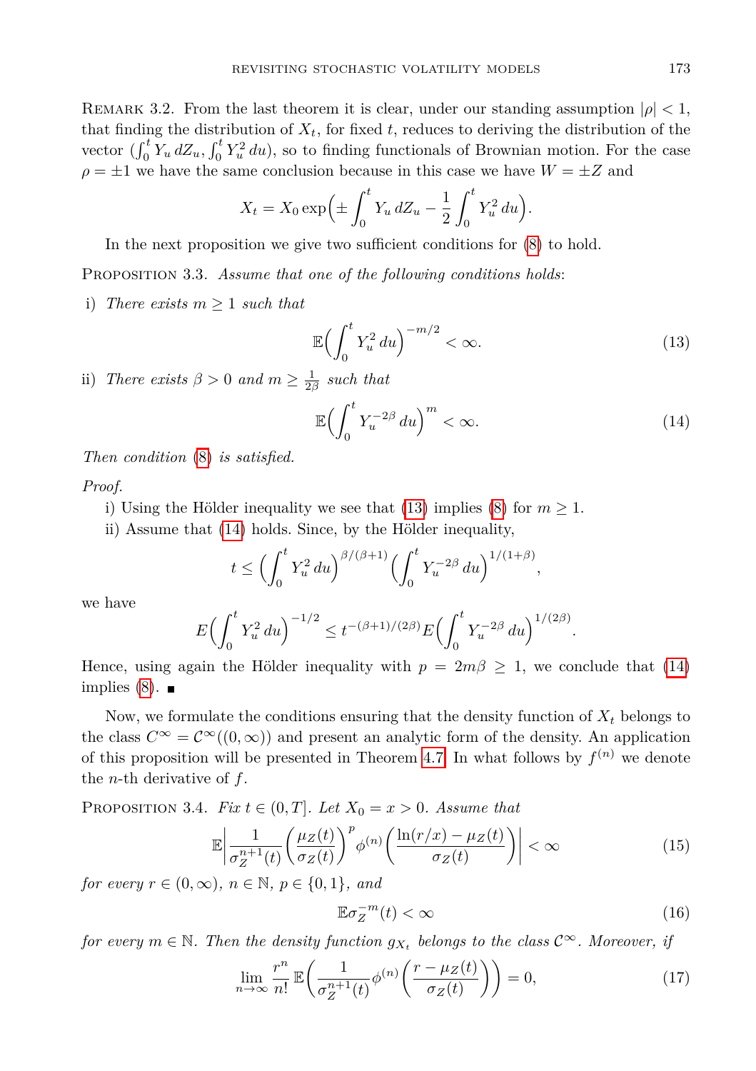REMARK 3.2. From the last theorem it is clear, under our standing assumption $|\rho| < 1$, that finding the distribution of $X_t$, for fixed $t$, reduces to deriving the distribution of the vector $(\int_0^t Y_u\,dZ_u, \int_0^t Y_u^2\,du)$, so to finding functionals of Brownian motion. For the case $\rho = \pm 1$ we have the same conclusion because in this case we have $W = \pm Z$ and

$$X_t = X_0 \exp\Big(\pm \int_0^t Y_u\,dZ_u - \frac{1}{2}\int_0^t Y_u^2\,du\Big).$$

In the next proposition we give two sufficient conditions for (8) to hold.

PROPOSITION 3.3. *Assume that one of the following conditions holds*:

i) *There exists $m \geq 1$ such that*

$$\mathbb{E}\Big(\int_0^t Y_u^2\,du\Big)^{-m/2} < \infty. \tag{13}$$

ii) *There exists $\beta > 0$ and $m \geq \frac{1}{2\beta}$ such that*

$$\mathbb{E}\Big(\int_0^t Y_u^{-2\beta}\,du\Big)^m < \infty. \tag{14}$$

*Then condition* (8) *is satisfied.*

*Proof.*

i) Using the Hölder inequality we see that (13) implies (8) for $m \geq 1$.

ii) Assume that (14) holds. Since, by the Hölder inequality,

$$t \leq \Big(\int_0^t Y_u^2\,du\Big)^{\beta/(\beta+1)}\Big(\int_0^t Y_u^{-2\beta}\,du\Big)^{1/(1+\beta)},$$

we have

$$E\Big(\int_0^t Y_u^2\,du\Big)^{-1/2} \leq t^{-(\beta+1)/(2\beta)} E\Big(\int_0^t Y_u^{-2\beta}\,du\Big)^{1/(2\beta)}.$$

Hence, using again the Hölder inequality with $p = 2m\beta \geq 1$, we conclude that (14) implies (8). ■

Now, we formulate the conditions ensuring that the density function of $X_t$ belongs to the class $C^\infty = \mathcal{C}^\infty((0,\infty))$ and present an analytic form of the density. An application of this proposition will be presented in Theorem 4.7. In what follows by $f^{(n)}$ we denote the $n$-th derivative of $f$.

PROPOSITION 3.4. *Fix $t \in (0,T]$. Let $X_0 = x > 0$. Assume that*

$$\mathbb{E}\Big|\frac{1}{\sigma_Z^{n+1}(t)}\Big(\frac{\mu_Z(t)}{\sigma_Z(t)}\Big)^p \phi^{(n)}\Big(\frac{\ln(r/x) - \mu_Z(t)}{\sigma_Z(t)}\Big)\Big| < \infty \tag{15}$$

*for every $r \in (0,\infty)$, $n \in \mathbb{N}$, $p \in \{0,1\}$, and*

$$\mathbb{E}\sigma_Z^{-m}(t) < \infty \tag{16}$$

*for every $m \in \mathbb{N}$. Then the density function $g_{X_t}$ belongs to the class $\mathcal{C}^\infty$. Moreover, if*

$$\lim_{n\to\infty} \frac{r^n}{n!}\,\mathbb{E}\Big(\frac{1}{\sigma_Z^{n+1}(t)}\phi^{(n)}\Big(\frac{r - \mu_Z(t)}{\sigma_Z(t)}\Big)\Big) = 0, \tag{17}$$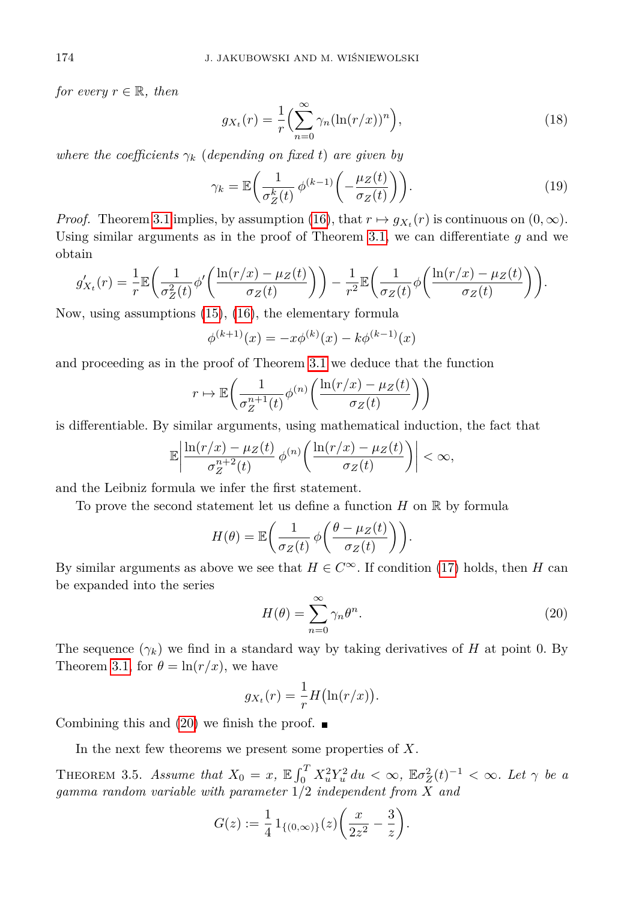*for every* $r \in \mathbb{R}$, *then*

$$g_{X_t}(r) = \frac{1}{r}\Big(\sum_{n=0}^{\infty} \gamma_n (\ln(r/x))^n\Big), \tag{18}$$

*where the coefficients* $\gamma_k$ *(depending on fixed* $t$*) are given by*

$$\gamma_k = \mathbb{E}\bigg(\frac{1}{\sigma_Z^k(t)}\, \phi^{(k-1)}\bigg(-\frac{\mu_Z(t)}{\sigma_Z(t)}\bigg)\bigg). \tag{19}$$

*Proof.* Theorem 3.1 implies, by assumption (16), that $r \mapsto g_{X_t}(r)$ is continuous on $(0,\infty)$. Using similar arguments as in the proof of Theorem 3.1, we can differentiate $g$ and we obtain

$$g'_{X_t}(r) = \frac{1}{r}\mathbb{E}\bigg(\frac{1}{\sigma_Z^2(t)}\phi'\bigg(\frac{\ln(r/x)-\mu_Z(t)}{\sigma_Z(t)}\bigg)\bigg) - \frac{1}{r^2}\mathbb{E}\bigg(\frac{1}{\sigma_Z(t)}\phi\bigg(\frac{\ln(r/x)-\mu_Z(t)}{\sigma_Z(t)}\bigg)\bigg).$$

Now, using assumptions (15), (16), the elementary formula

$$\phi^{(k+1)}(x) = -x\phi^{(k)}(x) - k\phi^{(k-1)}(x)$$

and proceeding as in the proof of Theorem 3.1 we deduce that the function

$$r \mapsto \mathbb{E}\bigg(\frac{1}{\sigma_Z^{n+1}(t)}\phi^{(n)}\bigg(\frac{\ln(r/x)-\mu_Z(t)}{\sigma_Z(t)}\bigg)\bigg)$$

is differentiable. By similar arguments, using mathematical induction, the fact that

$$\mathbb{E}\bigg|\frac{\ln(r/x)-\mu_Z(t)}{\sigma_Z^{n+2}(t)}\,\phi^{(n)}\bigg(\frac{\ln(r/x)-\mu_Z(t)}{\sigma_Z(t)}\bigg)\bigg| < \infty,$$

and the Leibniz formula we infer the first statement.

To prove the second statement let us define a function $H$ on $\mathbb{R}$ by formula

$$H(\theta) = \mathbb{E}\bigg(\frac{1}{\sigma_Z(t)}\,\phi\bigg(\frac{\theta-\mu_Z(t)}{\sigma_Z(t)}\bigg)\bigg).$$

By similar arguments as above we see that $H \in C^\infty$. If condition (17) holds, then $H$ can be expanded into the series

$$H(\theta) = \sum_{n=0}^{\infty} \gamma_n \theta^n. \tag{20}$$

The sequence $(\gamma_k)$ we find in a standard way by taking derivatives of $H$ at point 0. By Theorem 3.1, for $\theta = \ln(r/x)$, we have

$$g_{X_t}(r) = \frac{1}{r}H\big(\ln(r/x)\big).$$

Combining this and (20) we finish the proof. ∎

In the next few theorems we present some properties of $X$.

THEOREM 3.5. *Assume that* $X_0 = x$, $\mathbb{E}\int_0^T X_u^2 Y_u^2\,du < \infty$, $\mathbb{E}\sigma_Z^2(t)^{-1} < \infty$. *Let* $\gamma$ *be a gamma random variable with parameter* $1/2$ *independent from* $X$ *and*

$$G(z) := \frac{1}{4}\,1_{\{(0,\infty)\}}(z)\bigg(\frac{x}{2z^2} - \frac{3}{z}\bigg).$$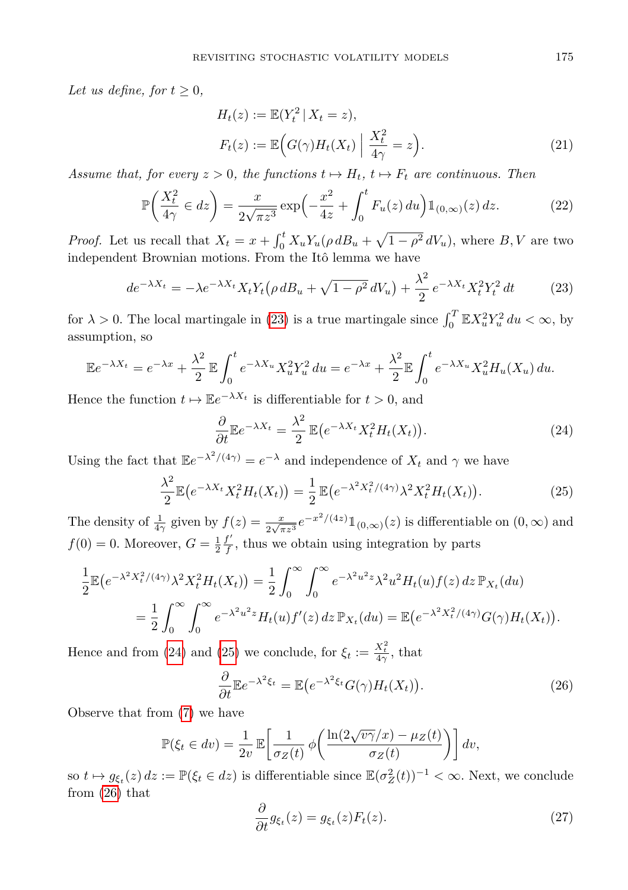*Let us define, for $t \geq 0$,*

$$
\begin{aligned}
H_t(z) &:= \mathbb{E}(Y_t^2 \,|\, X_t = z), \\
F_t(z) &:= \mathbb{E}\Big(G(\gamma) H_t(X_t) \;\Big|\; \frac{X_t^2}{4\gamma} = z\Big).
\end{aligned}
\tag{21}
$$

*Assume that, for every $z > 0$, the functions $t \mapsto H_t$, $t \mapsto F_t$ are continuous. Then*

$$
\mathbb{P}\Big(\frac{X_t^2}{4\gamma} \in dz\Big) = \frac{x}{2\sqrt{\pi z^3}} \exp\Big(-\frac{x^2}{4z} + \int_0^t F_u(z)\,du\Big) \mathbb{1}_{(0,\infty)}(z)\,dz. \tag{22}
$$

*Proof.* Let us recall that $X_t = x + \int_0^t X_u Y_u(\rho\,dB_u + \sqrt{1-\rho^2}\,dV_u)$, where $B, V$ are two independent Brownian motions. From the Itô lemma we have

$$
de^{-\lambda X_t} = -\lambda e^{-\lambda X_t} X_t Y_t\big(\rho\,dB_u + \sqrt{1-\rho^2}\,dV_u\big) + \frac{\lambda^2}{2}\,e^{-\lambda X_t} X_t^2 Y_t^2\,dt \tag{23}
$$

for $\lambda > 0$. The local martingale in (23) is a true martingale since $\int_0^T \mathbb{E}X_u^2 Y_u^2\,du < \infty$, by assumption, so

$$
\mathbb{E}e^{-\lambda X_t} = e^{-\lambda x} + \frac{\lambda^2}{2}\,\mathbb{E}\int_0^t e^{-\lambda X_u} X_u^2 Y_u^2\,du = e^{-\lambda x} + \frac{\lambda^2}{2}\mathbb{E}\int_0^t e^{-\lambda X_u} X_u^2 H_u(X_u)\,du.
$$

Hence the function $t \mapsto \mathbb{E}e^{-\lambda X_t}$ is differentiable for $t > 0$, and

$$
\frac{\partial}{\partial t}\mathbb{E}e^{-\lambda X_t} = \frac{\lambda^2}{2}\,\mathbb{E}\big(e^{-\lambda X_t} X_t^2 H_t(X_t)\big). \tag{24}
$$

Using the fact that $\mathbb{E}e^{-\lambda^2/(4\gamma)} = e^{-\lambda}$ and independence of $X_t$ and $\gamma$ we have

$$
\frac{\lambda^2}{2}\mathbb{E}\big(e^{-\lambda X_t} X_t^2 H_t(X_t)\big) = \frac{1}{2}\,\mathbb{E}\big(e^{-\lambda^2 X_t^2/(4\gamma)} \lambda^2 X_t^2 H_t(X_t)\big). \tag{25}
$$

The density of $\frac{1}{4\gamma}$ given by $f(z) = \frac{x}{2\sqrt{\pi z^3}} e^{-x^2/(4z)} \mathbb{1}_{(0,\infty)}(z)$ is differentiable on $(0,\infty)$ and $f(0) = 0$. Moreover, $G = \frac{1}{2}\frac{f'}{f}$, thus we obtain using integration by parts

$$
\begin{aligned}
\frac{1}{2}\mathbb{E}\big(e^{-\lambda^2 X_t^2/(4\gamma)} \lambda^2 X_t^2 H_t(X_t)\big) &= \frac{1}{2}\int_0^\infty \int_0^\infty e^{-\lambda^2 u^2 z} \lambda^2 u^2 H_t(u) f(z)\,dz\,\mathbb{P}_{X_t}(du) \\
&= \frac{1}{2}\int_0^\infty \int_0^\infty e^{-\lambda^2 u^2 z} H_t(u) f'(z)\,dz\,\mathbb{P}_{X_t}(du) = \mathbb{E}\big(e^{-\lambda^2 X_t^2/(4\gamma)} G(\gamma) H_t(X_t)\big).
\end{aligned}
$$

Hence and from (24) and (25) we conclude, for $\xi_t := \frac{X_t^2}{4\gamma}$, that

$$
\frac{\partial}{\partial t}\mathbb{E}e^{-\lambda^2 \xi_t} = \mathbb{E}\big(e^{-\lambda^2 \xi_t} G(\gamma) H_t(X_t)\big). \tag{26}
$$

Observe that from (7) we have

$$
\mathbb{P}(\xi_t \in dv) = \frac{1}{2v}\,\mathbb{E}\bigg[\frac{1}{\sigma_Z(t)}\,\phi\bigg(\frac{\ln(2\sqrt{v\gamma}/x) - \mu_Z(t)}{\sigma_Z(t)}\bigg)\bigg]\,dv,
$$

so $t \mapsto g_{\xi_t}(z)\,dz := \mathbb{P}(\xi_t \in dz)$ is differentiable since $\mathbb{E}(\sigma_Z^2(t))^{-1} < \infty$. Next, we conclude from (26) that

$$
\frac{\partial}{\partial t} g_{\xi_t}(z) = g_{\xi_t}(z) F_t(z). \tag{27}
$$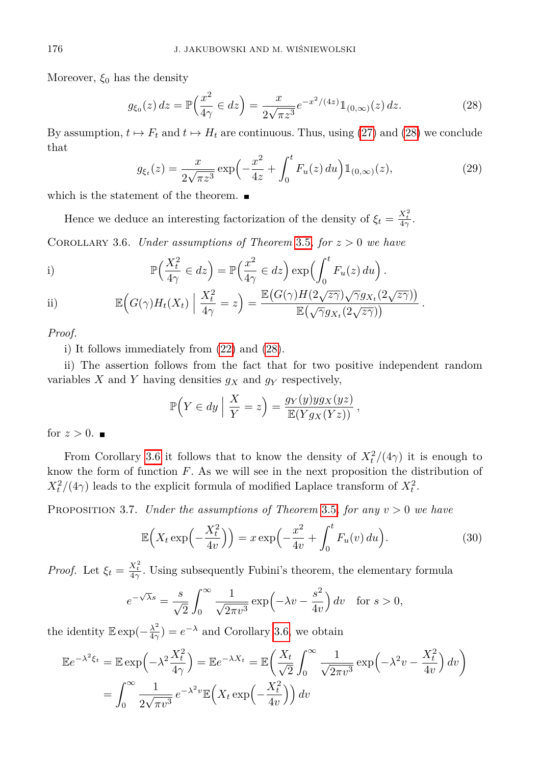Moreover, $\xi_0$ has the density

$$g_{\xi_0}(z)\,dz = \mathbb{P}\Big(\frac{x^2}{4\gamma} \in dz\Big) = \frac{x}{2\sqrt{\pi z^3}} e^{-x^2/(4z)} \mathbb{1}_{(0,\infty)}(z)\,dz. \tag{28}$$

By assumption, $t \mapsto F_t$ and $t \mapsto H_t$ are continuous. Thus, using (27) and (28) we conclude that

$$g_{\xi_t}(z) = \frac{x}{2\sqrt{\pi z^3}} \exp\Big(-\frac{x^2}{4z} + \int_0^t F_u(z)\,du\Big) \mathbb{1}_{(0,\infty)}(z), \tag{29}$$

which is the statement of the theorem. ∎

Hence we deduce an interesting factorization of the density of $\xi_t = \frac{X_t^2}{4\gamma}$.

Corollary 3.6. *Under assumptions of Theorem 3.5, for $z > 0$ we have*

i)
$$\mathbb{P}\Big(\frac{X_t^2}{4\gamma} \in dz\Big) = \mathbb{P}\Big(\frac{x^2}{4\gamma} \in dz\Big) \exp\Big(\int_0^t F_u(z)\,du\Big).$$

ii)
$$\mathbb{E}\Big(G(\gamma) H_t(X_t) \;\Big|\; \frac{X_t^2}{4\gamma} = z\Big) = \frac{\mathbb{E}\big(G(\gamma) H(2\sqrt{z\gamma}) \sqrt{\gamma} g_{X_t}(2\sqrt{z\gamma})\big)}{\mathbb{E}\big(\sqrt{\gamma} g_{X_t}(2\sqrt{z\gamma})\big)}.$$

*Proof.*

i) It follows immediately from (22) and (28).

ii) The assertion follows from the fact that for two positive independent random variables $X$ and $Y$ having densities $g_X$ and $g_Y$ respectively,

$$\mathbb{P}\Big(Y \in dy \;\Big|\; \frac{X}{Y} = z\Big) = \frac{g_Y(y) y g_X(yz)}{\mathbb{E}(Y g_X(Yz))},$$

for $z > 0$. ∎

From Corollary 3.6 it follows that to know the density of $X_t^2/(4\gamma)$ it is enough to know the form of function $F$. As we will see in the next proposition the distribution of $X_t^2/(4\gamma)$ leads to the explicit formula of modified Laplace transform of $X_t^2$.

Proposition 3.7. *Under the assumptions of Theorem 3.5, for any $v > 0$ we have*

$$\mathbb{E}\Big(X_t \exp\Big(-\frac{X_t^2}{4v}\Big)\Big) = x \exp\Big(-\frac{x^2}{4v} + \int_0^t F_u(v)\,du\Big). \tag{30}$$

*Proof.* Let $\xi_t = \frac{X_t^2}{4\gamma}$. Using subsequently Fubini's theorem, the elementary formula

$$e^{-\sqrt{\lambda} s} = \frac{s}{\sqrt{2}} \int_0^\infty \frac{1}{\sqrt{2\pi v^3}} \exp\Big(-\lambda v - \frac{s^2}{4v}\Big)\,dv \quad \text{for } s > 0,$$

the identity $\mathbb{E}\exp(-\frac{\lambda^2}{4\gamma}) = e^{-\lambda}$ and Corollary 3.6, we obtain

$$\begin{aligned}
\mathbb{E}e^{-\lambda^2 \xi_t} &= \mathbb{E}\exp\Big(-\lambda^2 \frac{X_t^2}{4\gamma}\Big) = \mathbb{E}e^{-\lambda X_t} = \mathbb{E}\Big(\frac{X_t}{\sqrt{2}} \int_0^\infty \frac{1}{\sqrt{2\pi v^3}} \exp\Big(-\lambda^2 v - \frac{X_t^2}{4v}\Big)\,dv\Big) \\
&= \int_0^\infty \frac{1}{2\sqrt{\pi v^3}}\, e^{-\lambda^2 v} \mathbb{E}\Big(X_t \exp\Big(-\frac{X_t^2}{4v}\Big)\Big)\,dv
\end{aligned}$$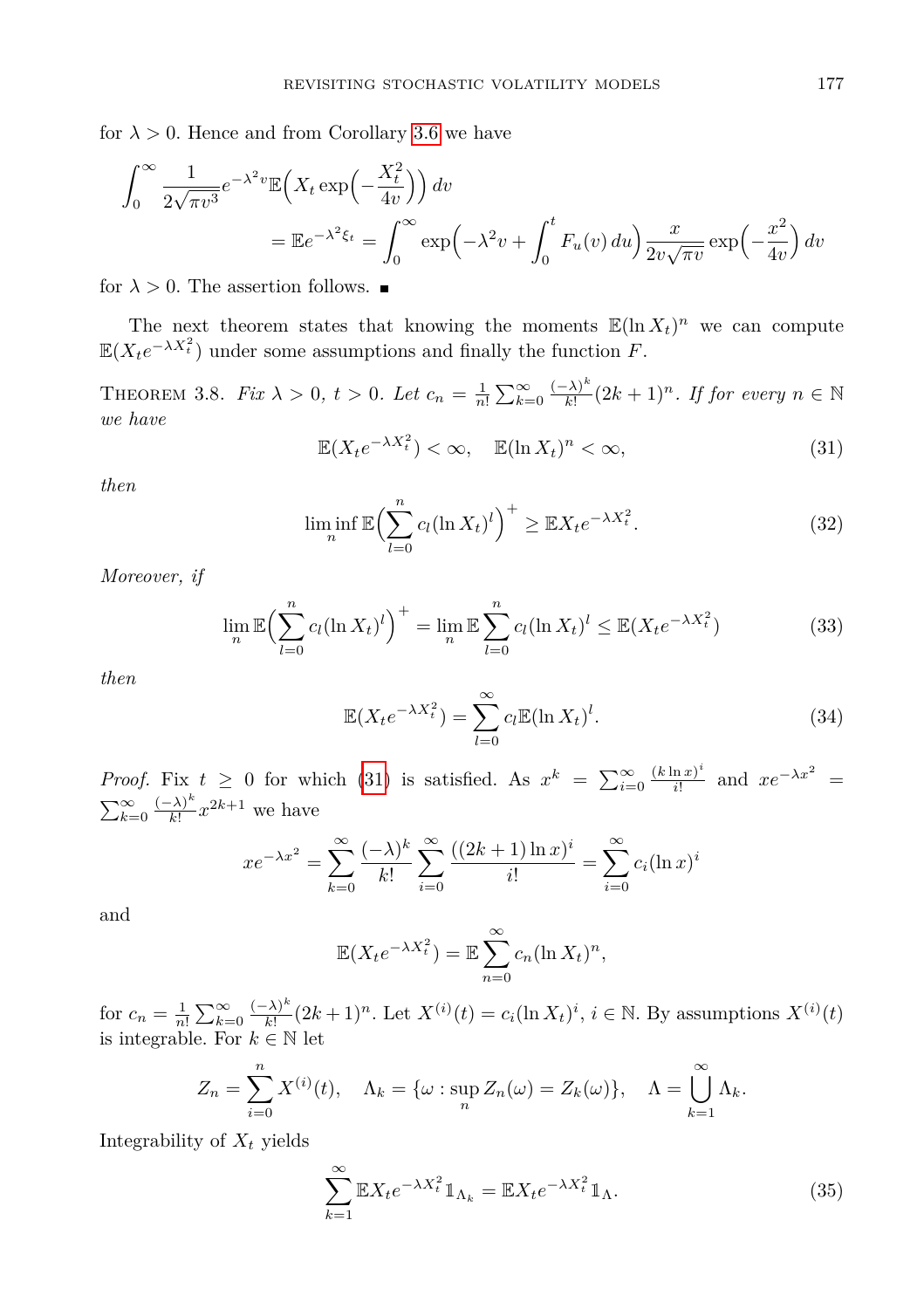for $\lambda > 0$. Hence and from Corollary 3.6 we have

$$\int_0^\infty \frac{1}{2\sqrt{\pi v^3}} e^{-\lambda^2 v} \mathbb{E}\Big(X_t \exp\Big(-\frac{X_t^2}{4v}\Big)\Big)\, dv$$
$$= \mathbb{E} e^{-\lambda^2 \xi_t} = \int_0^\infty \exp\Big(-\lambda^2 v + \int_0^t F_u(v)\, du\Big) \frac{x}{2v\sqrt{\pi v}} \exp\Big(-\frac{x^2}{4v}\Big)\, dv$$

for $\lambda > 0$. The assertion follows. ∎

The next theorem states that knowing the moments $\mathbb{E}(\ln X_t)^n$ we can compute $\mathbb{E}(X_t e^{-\lambda X_t^2})$ under some assumptions and finally the function $F$.

**Theorem 3.8.** *Fix $\lambda > 0$, $t > 0$. Let $c_n = \frac{1}{n!}\sum_{k=0}^\infty \frac{(-\lambda)^k}{k!}(2k+1)^n$. If for every $n \in \mathbb{N}$ we have*

$$\mathbb{E}(X_t e^{-\lambda X_t^2}) < \infty, \quad \mathbb{E}(\ln X_t)^n < \infty, \tag{31}$$

*then*

$$\liminf_n \mathbb{E}\Big(\sum_{l=0}^n c_l (\ln X_t)^l\Big)^+ \geq \mathbb{E} X_t e^{-\lambda X_t^2}. \tag{32}$$

*Moreover, if*

$$\lim_n \mathbb{E}\Big(\sum_{l=0}^n c_l (\ln X_t)^l\Big)^+ = \lim_n \mathbb{E}\sum_{l=0}^n c_l (\ln X_t)^l \leq \mathbb{E}(X_t e^{-\lambda X_t^2}) \tag{33}$$

*then*

$$\mathbb{E}(X_t e^{-\lambda X_t^2}) = \sum_{l=0}^\infty c_l \mathbb{E}(\ln X_t)^l. \tag{34}$$

*Proof.* Fix $t \geq 0$ for which (31) is satisfied. As $x^k = \sum_{i=0}^\infty \frac{(k \ln x)^i}{i!}$ and $x e^{-\lambda x^2} = \sum_{k=0}^\infty \frac{(-\lambda)^k}{k!} x^{2k+1}$ we have

$$x e^{-\lambda x^2} = \sum_{k=0}^\infty \frac{(-\lambda)^k}{k!} \sum_{i=0}^\infty \frac{((2k+1)\ln x)^i}{i!} = \sum_{i=0}^\infty c_i (\ln x)^i$$

and

$$\mathbb{E}(X_t e^{-\lambda X_t^2}) = \mathbb{E}\sum_{n=0}^\infty c_n (\ln X_t)^n,$$

for $c_n = \frac{1}{n!}\sum_{k=0}^\infty \frac{(-\lambda)^k}{k!}(2k+1)^n$. Let $X^{(i)}(t) = c_i (\ln X_t)^i$, $i \in \mathbb{N}$. By assumptions $X^{(i)}(t)$ is integrable. For $k \in \mathbb{N}$ let

$$Z_n = \sum_{i=0}^n X^{(i)}(t), \quad \Lambda_k = \{\omega : \sup_n Z_n(\omega) = Z_k(\omega)\}, \quad \Lambda = \bigcup_{k=1}^\infty \Lambda_k.$$

Integrability of $X_t$ yields

$$\sum_{k=1}^\infty \mathbb{E} X_t e^{-\lambda X_t^2} \mathbb{1}_{\Lambda_k} = \mathbb{E} X_t e^{-\lambda X_t^2} \mathbb{1}_\Lambda. \tag{35}$$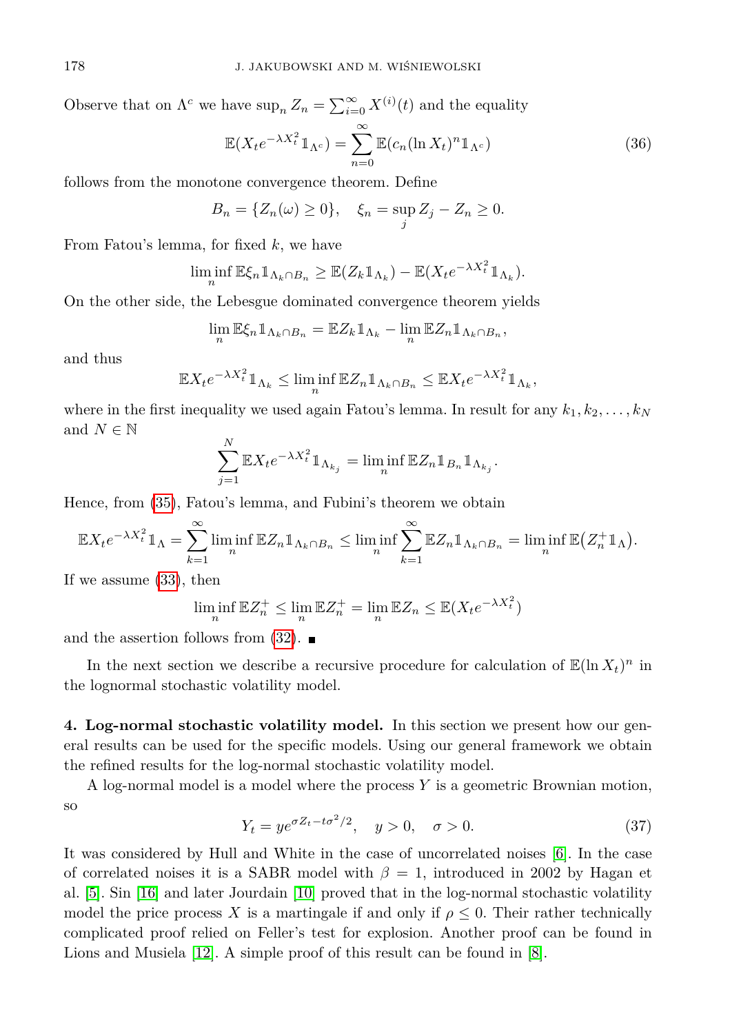Observe that on $\Lambda^c$ we have $\sup_n Z_n = \sum_{i=0}^{\infty} X^{(i)}(t)$ and the equality

$$\mathbb{E}(X_t e^{-\lambda X_t^2} \mathbb{1}_{\Lambda^c}) = \sum_{n=0}^{\infty} \mathbb{E}(c_n (\ln X_t)^n \mathbb{1}_{\Lambda^c}) \tag{36}$$

follows from the monotone convergence theorem. Define

$$B_n = \{Z_n(\omega) \geq 0\}, \quad \xi_n = \sup_j Z_j - Z_n \geq 0.$$

From Fatou's lemma, for fixed $k$, we have

$$\liminf_n \mathbb{E}\xi_n \mathbb{1}_{\Lambda_k \cap B_n} \geq \mathbb{E}(Z_k \mathbb{1}_{\Lambda_k}) - \mathbb{E}(X_t e^{-\lambda X_t^2} \mathbb{1}_{\Lambda_k}).$$

On the other side, the Lebesgue dominated convergence theorem yields

$$\lim_n \mathbb{E}\xi_n \mathbb{1}_{\Lambda_k \cap B_n} = \mathbb{E}Z_k \mathbb{1}_{\Lambda_k} - \lim_n \mathbb{E}Z_n \mathbb{1}_{\Lambda_k \cap B_n},$$

and thus

$$\mathbb{E}X_t e^{-\lambda X_t^2} \mathbb{1}_{\Lambda_k} \leq \liminf_n \mathbb{E}Z_n \mathbb{1}_{\Lambda_k \cap B_n} \leq \mathbb{E}X_t e^{-\lambda X_t^2} \mathbb{1}_{\Lambda_k},$$

where in the first inequality we used again Fatou's lemma. In result for any $k_1, k_2, \ldots, k_N$ and $N \in \mathbb{N}$

$$\sum_{j=1}^{N} \mathbb{E}X_t e^{-\lambda X_t^2} \mathbb{1}_{\Lambda_{k_j}} = \liminf_n \mathbb{E}Z_n \mathbb{1}_{B_n} \mathbb{1}_{\Lambda_{k_j}}.$$

Hence, from (35), Fatou's lemma, and Fubini's theorem we obtain

$$\mathbb{E}X_t e^{-\lambda X_t^2} \mathbb{1}_{\Lambda} = \sum_{k=1}^{\infty} \liminf_n \mathbb{E}Z_n \mathbb{1}_{\Lambda_k \cap B_n} \leq \liminf_n \sum_{k=1}^{\infty} \mathbb{E}Z_n \mathbb{1}_{\Lambda_k \cap B_n} = \liminf_n \mathbb{E}\big(Z_n^+ \mathbb{1}_{\Lambda}\big).$$

If we assume (33), then

$$\liminf_n \mathbb{E}Z_n^+ \leq \lim_n \mathbb{E}Z_n^+ = \lim_n \mathbb{E}Z_n \leq \mathbb{E}(X_t e^{-\lambda X_t^2})$$

and the assertion follows from (32). ∎

In the next section we describe a recursive procedure for calculation of $\mathbb{E}(\ln X_t)^n$ in the lognormal stochastic volatility model.

**4. Log-normal stochastic volatility model.** In this section we present how our general results can be used for the specific models. Using our general framework we obtain the refined results for the log-normal stochastic volatility model.

A log-normal model is a model where the process $Y$ is a geometric Brownian motion, so

$$Y_t = y e^{\sigma Z_t - t\sigma^2/2}, \quad y > 0, \quad \sigma > 0. \tag{37}$$

It was considered by Hull and White in the case of uncorrelated noises [6]. In the case of correlated noises it is a SABR model with $\beta = 1$, introduced in 2002 by Hagan et al. [5]. Sin [16] and later Jourdain [10] proved that in the log-normal stochastic volatility model the price process $X$ is a martingale if and only if $\rho \leq 0$. Their rather technically complicated proof relied on Feller's test for explosion. Another proof can be found in Lions and Musiela [12]. A simple proof of this result can be found in [8].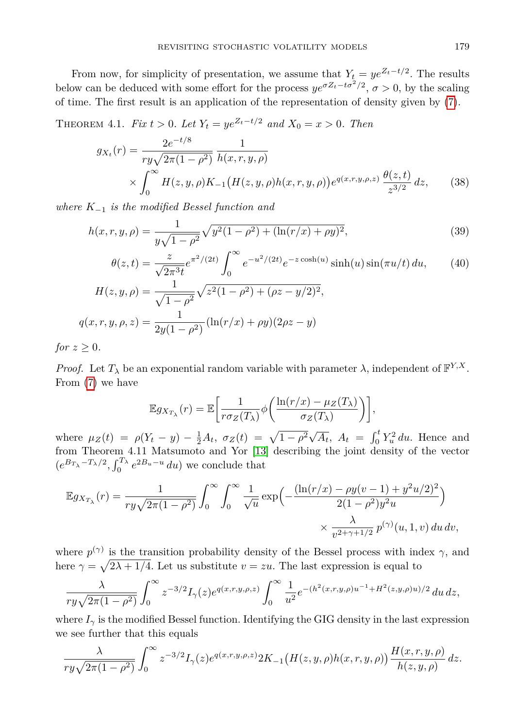From now, for simplicity of presentation, we assume that $Y_t = ye^{Z_t - t/2}$. The results below can be deduced with some effort for the process $ye^{\sigma Z_t - t\sigma^2/2}$, $\sigma > 0$, by the scaling of time. The first result is an application of the representation of density given by (7).

THEOREM 4.1. *Fix $t > 0$. Let $Y_t = ye^{Z_t - t/2}$ and $X_0 = x > 0$. Then*

$$g_{X_t}(r) = \frac{2e^{-t/8}}{ry\sqrt{2\pi(1-\rho^2)}} \frac{1}{h(x,r,y,\rho)} \times \int_0^\infty H(z,y,\rho) K_{-1}\big(H(z,y,\rho)h(x,r,y,\rho)\big) e^{q(x,r,y,\rho,z)} \frac{\theta(z,t)}{z^{3/2}} \, dz, \tag{38}$$

*where $K_{-1}$ is the modified Bessel function and*

$$h(x,r,y,\rho) = \frac{1}{y\sqrt{1-\rho^2}} \sqrt{y^2(1-\rho^2) + (\ln(r/x) + \rho y)^2}, \tag{39}$$

$$\theta(z,t) = \frac{z}{\sqrt{2\pi^3 t}} e^{\pi^2/(2t)} \int_0^\infty e^{-u^2/(2t)} e^{-z\cosh(u)} \sinh(u) \sin(\pi u/t) \, du, \tag{40}$$

$$H(z,y,\rho) = \frac{1}{\sqrt{1-\rho^2}} \sqrt{z^2(1-\rho^2) + (\rho z - y/2)^2},$$

$$q(x,r,y,\rho,z) = \frac{1}{2y(1-\rho^2)} (\ln(r/x) + \rho y)(2\rho z - y)$$

*for $z \geq 0$.*

*Proof.* Let $T_\lambda$ be an exponential random variable with parameter $\lambda$, independent of $\mathbb{F}^{Y,X}$. From (7) we have

$$\mathbb{E} g_{X_{T_\lambda}}(r) = \mathbb{E}\bigg[\frac{1}{r\sigma_Z(T_\lambda)} \phi\bigg(\frac{\ln(r/x) - \mu_Z(T_\lambda)}{\sigma_Z(T_\lambda)}\bigg)\bigg],$$

where $\mu_Z(t) = \rho(Y_t - y) - \frac{1}{2}A_t$, $\sigma_Z(t) = \sqrt{1-\rho^2}\sqrt{A_t}$, $A_t = \int_0^t Y_u^2 \, du$. Hence and from Theorem 4.11 Matsumoto and Yor [13] describing the joint density of the vector $(e^{B_{T_\lambda} - T_\lambda/2}, \int_0^{T_\lambda} e^{2B_u - u} \, du)$ we conclude that

$$\mathbb{E} g_{X_{T_\lambda}}(r) = \frac{1}{ry\sqrt{2\pi(1-\rho^2)}} \int_0^\infty \int_0^\infty \frac{1}{\sqrt{u}} \exp\Big(-\frac{(\ln(r/x) - \rho y(v-1) + y^2 u/2)^2}{2(1-\rho^2)y^2 u}\Big) \times \frac{\lambda}{v^{2+\gamma+1/2}} \, p^{(\gamma)}(u,1,v) \, du \, dv,$$

where $p^{(\gamma)}$ is the transition probability density of the Bessel process with index $\gamma$, and here $\gamma = \sqrt{2\lambda + 1/4}$. Let us substitute $v = zu$. The last expression is equal to

$$\frac{\lambda}{ry\sqrt{2\pi(1-\rho^2)}} \int_0^\infty z^{-3/2} I_\gamma(z) e^{q(x,r,y,\rho,z)} \int_0^\infty \frac{1}{u^2} e^{-(h^2(x,r,y,\rho)u^{-1} + H^2(z,y,\rho)u)/2} \, du \, dz,$$

where $I_\gamma$ is the modified Bessel function. Identifying the GIG density in the last expression we see further that this equals

$$\frac{\lambda}{ry\sqrt{2\pi(1-\rho^2)}} \int_0^\infty z^{-3/2} I_\gamma(z) e^{q(x,r,y,\rho,z)} 2K_{-1}\big(H(z,y,\rho)h(x,r,y,\rho)\big) \frac{H(x,r,y,\rho)}{h(z,y,\rho)} \, dz.$$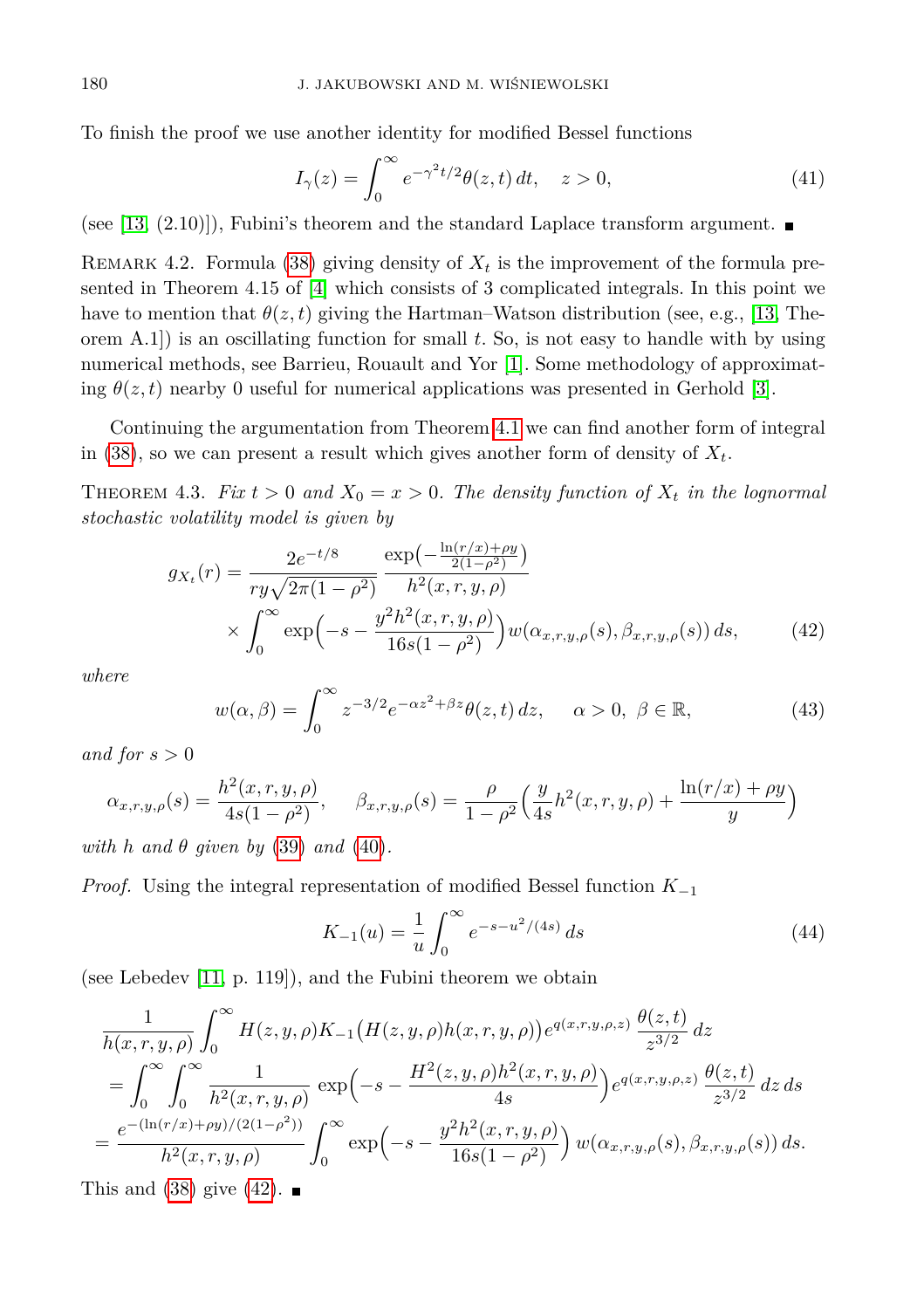To finish the proof we use another identity for modified Bessel functions

$$I_\gamma(z) = \int_0^\infty e^{-\gamma^2 t/2}\theta(z,t)\,dt, \quad z>0, \tag{41}$$

(see [13, (2.10)]), Fubini's theorem and the standard Laplace transform argument. ■

Remark 4.2. Formula (38) giving density of $X_t$ is the improvement of the formula presented in Theorem 4.15 of [4] which consists of 3 complicated integrals. In this point we have to mention that $\theta(z,t)$ giving the Hartman–Watson distribution (see, e.g., [13, Theorem A.1]) is an oscillating function for small $t$. So, is not easy to handle with by using numerical methods, see Barrieu, Rouault and Yor [1]. Some methodology of approximating $\theta(z,t)$ nearby 0 useful for numerical applications was presented in Gerhold [3].

Continuing the argumentation from Theorem 4.1 we can find another form of integral in (38), so we can present a result which gives another form of density of $X_t$.

Theorem 4.3. *Fix $t>0$ and $X_0 = x > 0$. The density function of $X_t$ in the lognormal stochastic volatility model is given by*

$$\begin{aligned} g_{X_t}(r) &= \frac{2e^{-t/8}}{ry\sqrt{2\pi(1-\rho^2)}}\,\frac{\exp\big(-\frac{\ln(r/x)+\rho y}{2(1-\rho^2)}\big)}{h^2(x,r,y,\rho)} \\ &\quad\times \int_0^\infty \exp\Big(-s - \frac{y^2h^2(x,r,y,\rho)}{16s(1-\rho^2)}\Big) w(\alpha_{x,r,y,\rho}(s), \beta_{x,r,y,\rho}(s))\,ds, \end{aligned} \tag{42}$$

*where*

$$w(\alpha,\beta) = \int_0^\infty z^{-3/2}e^{-\alpha z^2+\beta z}\theta(z,t)\,dz, \quad \alpha>0,\ \beta\in\mathbb{R}, \tag{43}$$

*and for $s>0$*

$$\alpha_{x,r,y,\rho}(s) = \frac{h^2(x,r,y,\rho)}{4s(1-\rho^2)}, \qquad \beta_{x,r,y,\rho}(s) = \frac{\rho}{1-\rho^2}\Big(\frac{y}{4s}h^2(x,r,y,\rho) + \frac{\ln(r/x)+\rho y}{y}\Big)$$

*with $h$ and $\theta$ given by (39) and (40).*

*Proof.* Using the integral representation of modified Bessel function $K_{-1}$

$$K_{-1}(u) = \frac{1}{u}\int_0^\infty e^{-s-u^2/(4s)}\,ds \tag{44}$$

(see Lebedev [11, p. 119]), and the Fubini theorem we obtain

$$\begin{aligned} &\frac{1}{h(x,r,y,\rho)}\int_0^\infty H(z,y,\rho)K_{-1}\big(H(z,y,\rho)h(x,r,y,\rho)\big)e^{q(x,r,y,\rho,z)}\,\frac{\theta(z,t)}{z^{3/2}}\,dz \\ &= \int_0^\infty\int_0^\infty \frac{1}{h^2(x,r,y,\rho)}\,\exp\Big(-s-\frac{H^2(z,y,\rho)h^2(x,r,y,\rho)}{4s}\Big)e^{q(x,r,y,\rho,z)}\,\frac{\theta(z,t)}{z^{3/2}}\,dz\,ds \\ &= \frac{e^{-(\ln(r/x)+\rho y)/(2(1-\rho^2))}}{h^2(x,r,y,\rho)}\int_0^\infty \exp\Big(-s-\frac{y^2h^2(x,r,y,\rho)}{16s(1-\rho^2)}\Big)\,w(\alpha_{x,r,y,\rho}(s),\beta_{x,r,y,\rho}(s))\,ds. \end{aligned}$$

This and (38) give (42). ■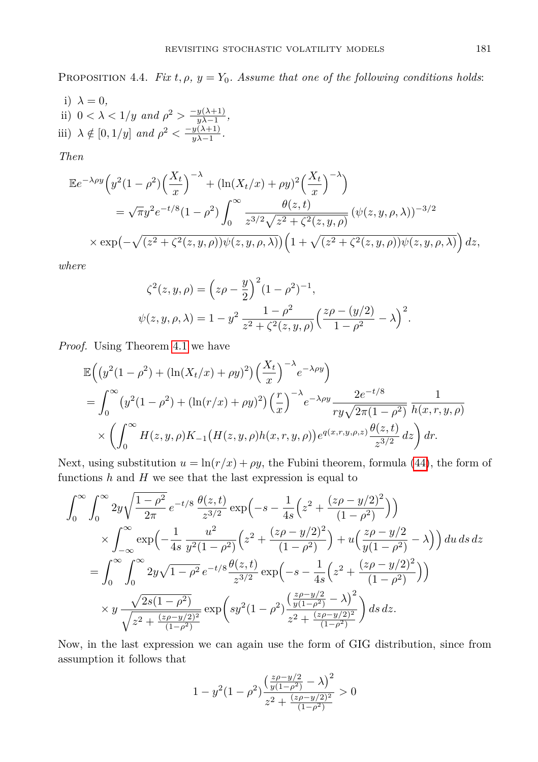Proposition 4.4. *Fix $t, \rho$, $y = Y_0$. Assume that one of the following conditions holds*:

i) $\lambda = 0$,
ii) $0 < \lambda < 1/y$ *and* $\rho^2 > \frac{-y(\lambda+1)}{y\lambda - 1}$,
iii) $\lambda \notin [0, 1/y]$ *and* $\rho^2 < \frac{-y(\lambda+1)}{y\lambda-1}$.

*Then*

$$
\begin{aligned}
&\mathbb{E} e^{-\lambda\rho y}\Big(y^2(1-\rho^2)\Big(\frac{X_t}{x}\Big)^{-\lambda} + (\ln(X_t/x)+\rho y)^2\Big(\frac{X_t}{x}\Big)^{-\lambda}\Big) \\
&\quad = \sqrt{\pi} y^2 e^{-t/8}(1-\rho^2)\int_0^\infty \frac{\theta(z,t)}{z^{3/2}\sqrt{z^2+\zeta^2(z,y,\rho)}}\,(\psi(z,y,\rho,\lambda))^{-3/2} \\
&\quad \times \exp\big(-\sqrt{(z^2+\zeta^2(z,y,\rho))\psi(z,y,\rho,\lambda)}\big)\Big(1+\sqrt{(z^2+\zeta^2(z,y,\rho))\psi(z,y,\rho,\lambda)}\Big)\,dz,
\end{aligned}
$$

*where*

$$
\zeta^2(z,y,\rho) = \Big(z\rho - \frac{y}{2}\Big)^2(1-\rho^2)^{-1},
$$

$$
\psi(z,y,\rho,\lambda) = 1 - y^2\,\frac{1-\rho^2}{z^2+\zeta^2(z,y,\rho)}\Big(\frac{z\rho-(y/2)}{1-\rho^2}-\lambda\Big)^2.
$$

*Proof.* Using Theorem 4.1 we have

$$
\begin{aligned}
&\mathbb{E}\Big(\big(y^2(1-\rho^2)+(\ln(X_t/x)+\rho y)^2\big)\Big(\frac{X_t}{x}\Big)^{-\lambda}e^{-\lambda\rho y}\Big) \\
&= \int_0^\infty \big(y^2(1-\rho^2)+(\ln(r/x)+\rho y)^2\big)\Big(\frac{r}{x}\Big)^{-\lambda}e^{-\lambda\rho y}\,\frac{2e^{-t/8}}{ry\sqrt{2\pi(1-\rho^2)}}\,\frac{1}{h(x,r,y,\rho)} \\
&\quad\times\Big(\int_0^\infty H(z,y,\rho)K_{-1}\big(H(z,y,\rho)h(x,r,y,\rho)\big)e^{q(x,r,y,\rho,z)}\frac{\theta(z,t)}{z^{3/2}}\,dz\Big)\,dr.
\end{aligned}
$$

Next, using substitution $u = \ln(r/x)+\rho y$, the Fubini theorem, formula (44), the form of functions $h$ and $H$ we see that the last expression is equal to

$$
\begin{aligned}
&\int_0^\infty\int_0^\infty 2y\sqrt{\frac{1-\rho^2}{2\pi}}\,e^{-t/8}\,\frac{\theta(z,t)}{z^{3/2}}\exp\Big(-s-\frac{1}{4s}\Big(z^2+\frac{(z\rho-y/2)^2}{(1-\rho^2)}\Big)\Big) \\
&\qquad\times\int_{-\infty}^\infty \exp\Big(-\frac{1}{4s}\,\frac{u^2}{y^2(1-\rho^2)}\Big(z^2+\frac{(z\rho-y/2)^2}{(1-\rho^2)}\Big)+u\Big(\frac{z\rho-y/2}{y(1-\rho^2)}-\lambda\Big)\Big)\,du\,ds\,dz \\
&= \int_0^\infty\int_0^\infty 2y\sqrt{1-\rho^2}\,e^{-t/8}\frac{\theta(z,t)}{z^{3/2}}\exp\Big(-s-\frac{1}{4s}\Big(z^2+\frac{(z\rho-y/2)^2}{(1-\rho^2)}\Big)\Big) \\
&\qquad\times y\,\frac{\sqrt{2s(1-\rho^2)}}{\sqrt{z^2+\frac{(z\rho-y/2)^2}{(1-\rho^2)}}}\exp\bigg(sy^2(1-\rho^2)\frac{\Big(\frac{z\rho-y/2}{y(1-\rho^2)}-\lambda\Big)^2}{z^2+\frac{(z\rho-y/2)^2}{(1-\rho^2)}}\bigg)\,ds\,dz.
\end{aligned}
$$

Now, in the last expression we can again use the form of GIG distribution, since from assumption it follows that

$$
1-y^2(1-\rho^2)\frac{\Big(\frac{z\rho-y/2}{y(1-\rho^2)}-\lambda\Big)^2}{z^2+\frac{(z\rho-y/2)^2}{(1-\rho^2)}} > 0
$$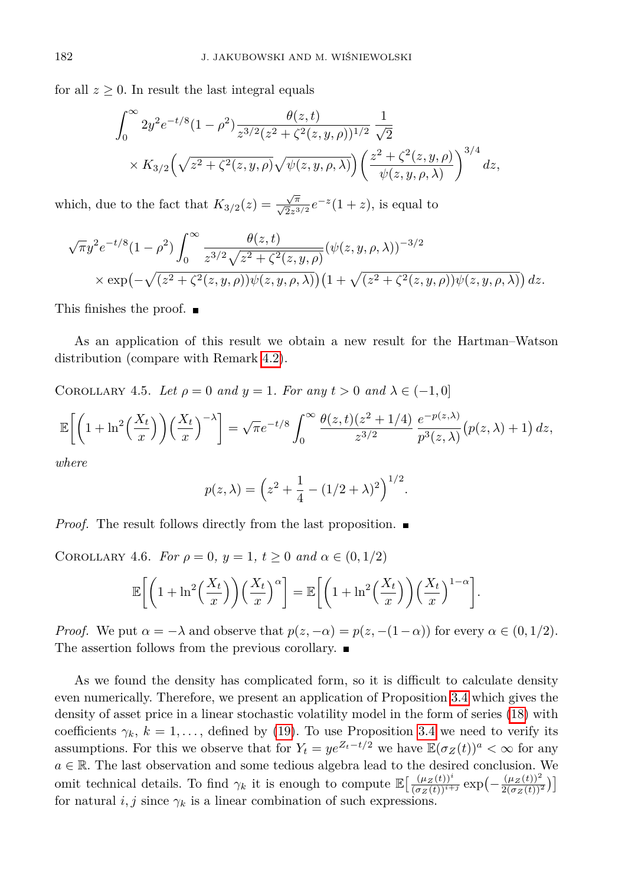for all $z \geq 0$. In result the last integral equals

$$\int_0^\infty 2y^2 e^{-t/8}(1-\rho^2)\frac{\theta(z,t)}{z^{3/2}(z^2+\zeta^2(z,y,\rho))^{1/2}}\,\frac{1}{\sqrt{2}}$$
$$\times K_{3/2}\Big(\sqrt{z^2+\zeta^2(z,y,\rho)}\sqrt{\psi(z,y,\rho,\lambda)}\Big)\left(\frac{z^2+\zeta^2(z,y,\rho)}{\psi(z,y,\rho,\lambda)}\right)^{3/4} dz,$$

which, due to the fact that $K_{3/2}(z) = \frac{\sqrt{\pi}}{\sqrt{2}z^{3/2}}e^{-z}(1+z)$, is equal to

$$\sqrt{\pi}y^2 e^{-t/8}(1-\rho^2)\int_0^\infty \frac{\theta(z,t)}{z^{3/2}\sqrt{z^2+\zeta^2(z,y,\rho)}}(\psi(z,y,\rho,\lambda))^{-3/2}$$
$$\times \exp\big(-\sqrt{(z^2+\zeta^2(z,y,\rho))\psi(z,y,\rho,\lambda)}\big)\big(1+\sqrt{(z^2+\zeta^2(z,y,\rho))\psi(z,y,\rho,\lambda)}\big)\,dz.$$

This finishes the proof. ■

As an application of this result we obtain a new result for the Hartman–Watson distribution (compare with Remark 4.2).

Corollary 4.5. *Let $\rho = 0$ and $y = 1$. For any $t > 0$ and $\lambda \in (-1, 0]$*

$$\mathbb{E}\bigg[\Big(1+\ln^2\Big(\frac{X_t}{x}\Big)\Big)\Big(\frac{X_t}{x}\Big)^{-\lambda}\bigg] = \sqrt{\pi}e^{-t/8}\int_0^\infty \frac{\theta(z,t)(z^2+1/4)}{z^{3/2}}\,\frac{e^{-p(z,\lambda)}}{p^3(z,\lambda)}\big(p(z,\lambda)+1\big)\,dz,$$

*where*

$$p(z,\lambda) = \Big(z^2+\frac{1}{4}-(1/2+\lambda)^2\Big)^{1/2}.$$

*Proof.* The result follows directly from the last proposition. ■

Corollary 4.6. *For $\rho = 0$, $y = 1$, $t \geq 0$ and $\alpha \in (0, 1/2)$*

$$\mathbb{E}\bigg[\Big(1+\ln^2\Big(\frac{X_t}{x}\Big)\Big)\Big(\frac{X_t}{x}\Big)^{\alpha}\bigg] = \mathbb{E}\bigg[\Big(1+\ln^2\Big(\frac{X_t}{x}\Big)\Big)\Big(\frac{X_t}{x}\Big)^{1-\alpha}\bigg].$$

*Proof.* We put $\alpha = -\lambda$ and observe that $p(z,-\alpha) = p(z,-(1-\alpha))$ for every $\alpha \in (0,1/2)$. The assertion follows from the previous corollary. ■

As we found the density has complicated form, so it is difficult to calculate density even numerically. Therefore, we present an application of Proposition 3.4 which gives the density of asset price in a linear stochastic volatility model in the form of series (18) with coefficients $\gamma_k$, $k = 1,\dots,$ defined by (19). To use Proposition 3.4 we need to verify its assumptions. For this we observe that for $Y_t = ye^{Z_t - t/2}$ we have $\mathbb{E}(\sigma_Z(t))^a < \infty$ for any $a \in \mathbb{R}$. The last observation and some tedious algebra lead to the desired conclusion. We omit technical details. To find $\gamma_k$ it is enough to compute $\mathbb{E}\big[\frac{(\mu_Z(t))^i}{(\sigma_Z(t))^{i+j}}\exp\big(-\frac{(\mu_Z(t))^2}{2(\sigma_Z(t))^2}\big)\big]$ for natural $i, j$ since $\gamma_k$ is a linear combination of such expressions.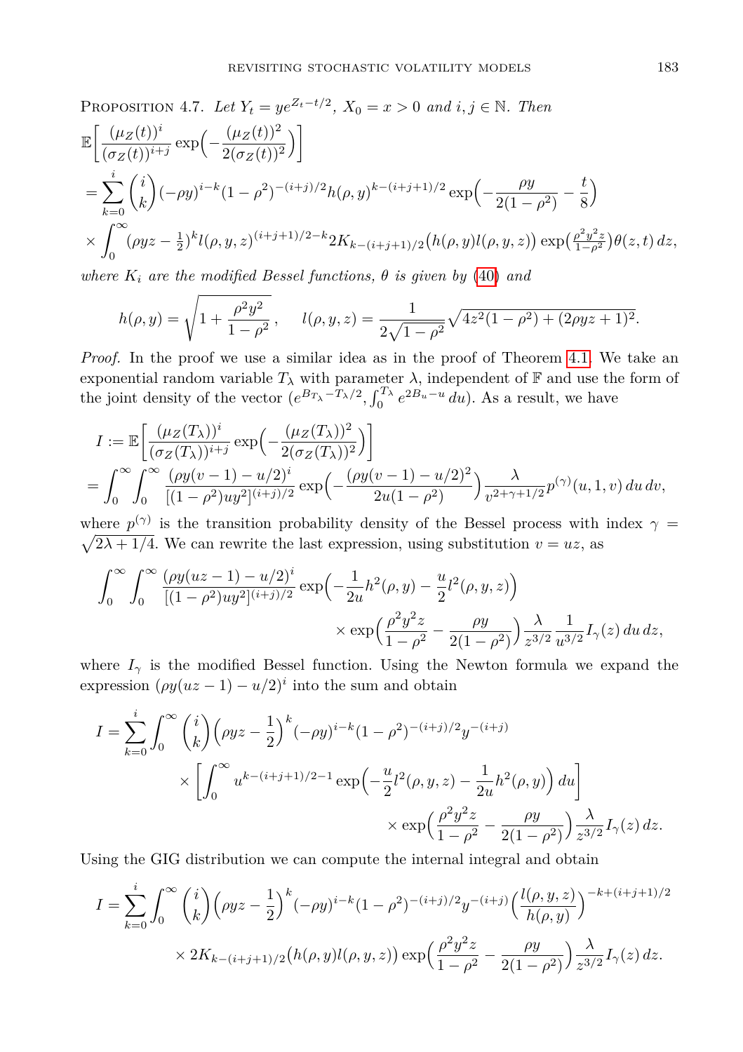Proposition 4.7. *Let $Y_t = ye^{Z_t - t/2}$, $X_0 = x > 0$ and $i, j \in \mathbb{N}$. Then*

$$
\begin{aligned}
&\mathbb{E}\Big[\frac{(\mu_Z(t))^i}{(\sigma_Z(t))^{i+j}}\exp\Big(-\frac{(\mu_Z(t))^2}{2(\sigma_Z(t))^2}\Big)\Big] \\
&= \sum_{k=0}^{i}\binom{i}{k}(-\rho y)^{i-k}(1-\rho^2)^{-(i+j)/2}h(\rho,y)^{k-(i+j+1)/2}\exp\Big(-\frac{\rho y}{2(1-\rho^2)}-\frac{t}{8}\Big) \\
&\times \int_0^\infty (\rho yz - \tfrac{1}{2})^k l(\rho,y,z)^{(i+j+1)/2-k}2K_{k-(i+j+1)/2}\big(h(\rho,y)l(\rho,y,z)\big)\exp\big(\tfrac{\rho^2y^2z}{1-\rho^2}\big)\theta(z,t)\,dz,
\end{aligned}
$$

*where $K_i$ are the modified Bessel functions, $\theta$ is given by* (40) *and*

$$
h(\rho,y) = \sqrt{1+\frac{\rho^2y^2}{1-\rho^2}}\,, \qquad l(\rho,y,z) = \frac{1}{2\sqrt{1-\rho^2}}\sqrt{4z^2(1-\rho^2)+(2\rho yz+1)^2}.
$$

*Proof.* In the proof we use a similar idea as in the proof of Theorem 4.1. We take an exponential random variable $T_\lambda$ with parameter $\lambda$, independent of $\mathbb{F}$ and use the form of the joint density of the vector $(e^{B_{T_\lambda}-T_\lambda/2}, \int_0^{T_\lambda} e^{2B_u - u}\,du)$. As a result, we have

$$
\begin{aligned}
I &:= \mathbb{E}\Big[\frac{(\mu_Z(T_\lambda))^i}{(\sigma_Z(T_\lambda))^{i+j}}\exp\Big(-\frac{(\mu_Z(T_\lambda))^2}{2(\sigma_Z(T_\lambda))^2}\Big)\Big] \\
&= \int_0^\infty\int_0^\infty \frac{(\rho y(v-1)-u/2)^i}{[(1-\rho^2)uy^2]^{(i+j)/2}}\exp\Big(-\frac{(\rho y(v-1)-u/2)^2}{2u(1-\rho^2)}\Big)\frac{\lambda}{v^{2+\gamma+1/2}}p^{(\gamma)}(u,1,v)\,du\,dv,
\end{aligned}
$$

where $p^{(\gamma)}$ is the transition probability density of the Bessel process with index $\gamma = \sqrt{2\lambda+1/4}$. We can rewrite the last expression, using substitution $v = uz$, as

$$
\begin{aligned}
\int_0^\infty\int_0^\infty &\frac{(\rho y(uz-1)-u/2)^i}{[(1-\rho^2)uy^2]^{(i+j)/2}}\exp\Big(-\frac{1}{2u}h^2(\rho,y)-\frac{u}{2}l^2(\rho,y,z)\Big) \\
&\times \exp\Big(\frac{\rho^2y^2z}{1-\rho^2}-\frac{\rho y}{2(1-\rho^2)}\Big)\frac{\lambda}{z^{3/2}}\frac{1}{u^{3/2}}I_\gamma(z)\,du\,dz,
\end{aligned}
$$

where $I_\gamma$ is the modified Bessel function. Using the Newton formula we expand the expression $(\rho y(uz-1)-u/2)^i$ into the sum and obtain

$$
\begin{aligned}
I = \sum_{k=0}^{i}\int_0^\infty &\binom{i}{k}\Big(\rho yz-\frac{1}{2}\Big)^k(-\rho y)^{i-k}(1-\rho^2)^{-(i+j)/2}y^{-(i+j)} \\
&\times\Big[\int_0^\infty u^{k-(i+j+1)/2-1}\exp\Big(-\frac{u}{2}l^2(\rho,y,z)-\frac{1}{2u}h^2(\rho,y)\Big)\,du\Big] \\
&\times\exp\Big(\frac{\rho^2y^2z}{1-\rho^2}-\frac{\rho y}{2(1-\rho^2)}\Big)\frac{\lambda}{z^{3/2}}I_\gamma(z)\,dz.
\end{aligned}
$$

Using the GIG distribution we can compute the internal integral and obtain

$$
\begin{aligned}
I = \sum_{k=0}^{i}\int_0^\infty &\binom{i}{k}\Big(\rho yz-\frac{1}{2}\Big)^k(-\rho y)^{i-k}(1-\rho^2)^{-(i+j)/2}y^{-(i+j)}\Big(\frac{l(\rho,y,z)}{h(\rho,y)}\Big)^{-k+(i+j+1)/2} \\
&\times 2K_{k-(i+j+1)/2}\big(h(\rho,y)l(\rho,y,z)\big)\exp\Big(\frac{\rho^2y^2z}{1-\rho^2}-\frac{\rho y}{2(1-\rho^2)}\Big)\frac{\lambda}{z^{3/2}}I_\gamma(z)\,dz.
\end{aligned}
$$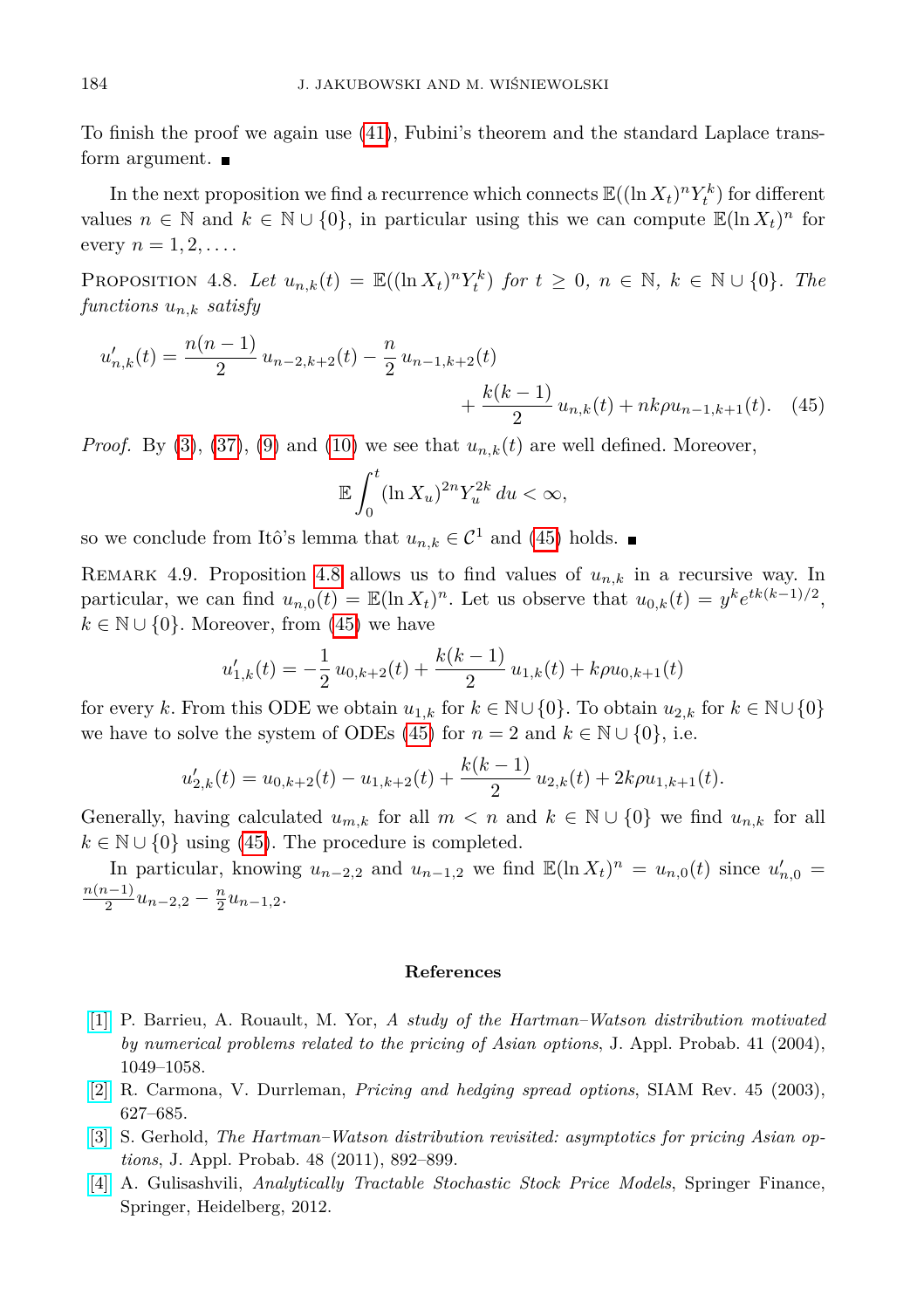To finish the proof we again use (41), Fubini's theorem and the standard Laplace transform argument. ∎

In the next proposition we find a recurrence which connects $\mathbb{E}((\ln X_t)^n Y_t^k)$ for different values $n \in \mathbb{N}$ and $k \in \mathbb{N} \cup \{0\}$, in particular using this we can compute $\mathbb{E}(\ln X_t)^n$ for every $n = 1, 2, \ldots$.

Proposition 4.8. *Let $u_{n,k}(t) = \mathbb{E}((\ln X_t)^n Y_t^k)$ for $t \geq 0$, $n \in \mathbb{N}$, $k \in \mathbb{N} \cup \{0\}$. The functions $u_{n,k}$ satisfy*

$$u'_{n,k}(t) = \frac{n(n-1)}{2}\, u_{n-2,k+2}(t) - \frac{n}{2}\, u_{n-1,k+2}(t) + \frac{k(k-1)}{2}\, u_{n,k}(t) + nk\rho u_{n-1,k+1}(t). \quad (45)$$

*Proof.* By (3), (37), (9) and (10) we see that $u_{n,k}(t)$ are well defined. Moreover,

$$\mathbb{E}\int_0^t (\ln X_u)^{2n} Y_u^{2k}\, du < \infty,$$

so we conclude from Itô's lemma that $u_{n,k} \in \mathcal{C}^1$ and (45) holds. ∎

Remark 4.9. Proposition 4.8 allows us to find values of $u_{n,k}$ in a recursive way. In particular, we can find $u_{n,0}(t) = \mathbb{E}(\ln X_t)^n$. Let us observe that $u_{0,k}(t) = y^k e^{tk(k-1)/2}$, $k \in \mathbb{N} \cup \{0\}$. Moreover, from (45) we have

$$u'_{1,k}(t) = -\frac{1}{2}\, u_{0,k+2}(t) + \frac{k(k-1)}{2}\, u_{1,k}(t) + k\rho u_{0,k+1}(t)$$

for every $k$. From this ODE we obtain $u_{1,k}$ for $k \in \mathbb{N} \cup \{0\}$. To obtain $u_{2,k}$ for $k \in \mathbb{N} \cup \{0\}$ we have to solve the system of ODEs (45) for $n = 2$ and $k \in \mathbb{N} \cup \{0\}$, i.e.

$$u'_{2,k}(t) = u_{0,k+2}(t) - u_{1,k+2}(t) + \frac{k(k-1)}{2}\, u_{2,k}(t) + 2k\rho u_{1,k+1}(t).$$

Generally, having calculated $u_{m,k}$ for all $m < n$ and $k \in \mathbb{N} \cup \{0\}$ we find $u_{n,k}$ for all $k \in \mathbb{N} \cup \{0\}$ using (45). The procedure is completed.

In particular, knowing $u_{n-2,2}$ and $u_{n-1,2}$ we find $\mathbb{E}(\ln X_t)^n = u_{n,0}(t)$ since $u'_{n,0} = \frac{n(n-1)}{2} u_{n-2,2} - \frac{n}{2} u_{n-1,2}$.

## References

[1] P. Barrieu, A. Rouault, M. Yor, *A study of the Hartman–Watson distribution motivated by numerical problems related to the pricing of Asian options*, J. Appl. Probab. 41 (2004), 1049–1058.

[2] R. Carmona, V. Durrleman, *Pricing and hedging spread options*, SIAM Rev. 45 (2003), 627–685.

[3] S. Gerhold, *The Hartman–Watson distribution revisited: asymptotics for pricing Asian options*, J. Appl. Probab. 48 (2011), 892–899.

[4] A. Gulisashvili, *Analytically Tractable Stochastic Stock Price Models*, Springer Finance, Springer, Heidelberg, 2012.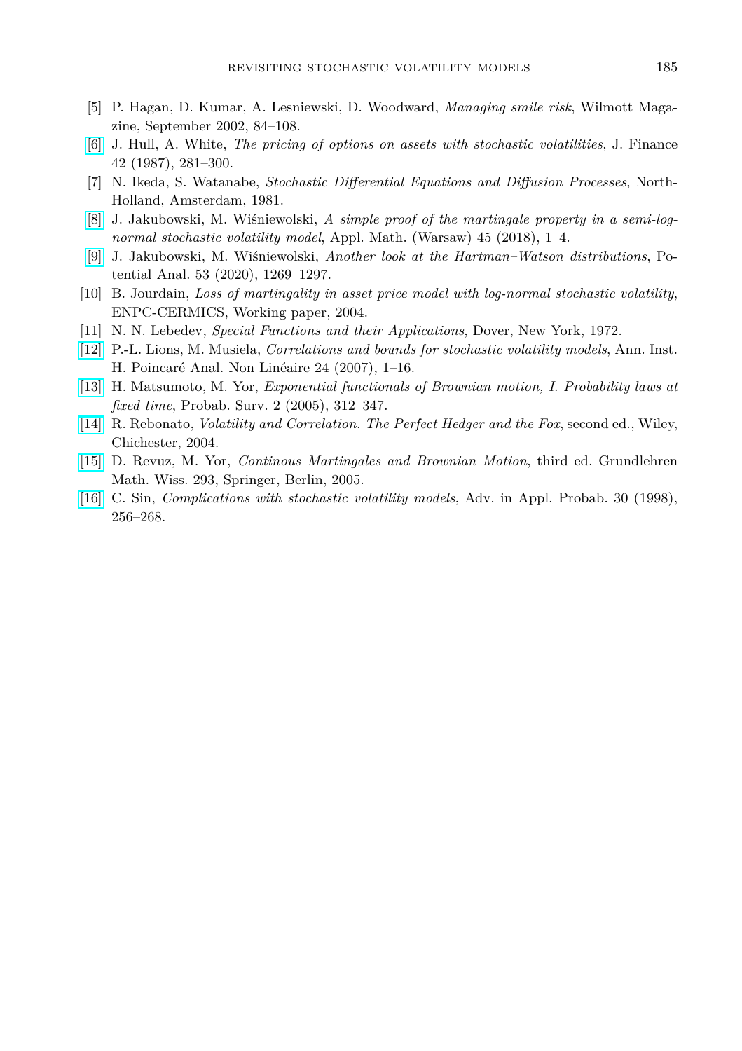[5] P. Hagan, D. Kumar, A. Lesniewski, D. Woodward, *Managing smile risk*, Wilmott Magazine, September 2002, 84–108.

[6] J. Hull, A. White, *The pricing of options on assets with stochastic volatilities*, J. Finance 42 (1987), 281–300.

[7] N. Ikeda, S. Watanabe, *Stochastic Differential Equations and Diffusion Processes*, North-Holland, Amsterdam, 1981.

[8] J. Jakubowski, M. Wiśniewolski, *A simple proof of the martingale property in a semi-log-normal stochastic volatility model*, Appl. Math. (Warsaw) 45 (2018), 1–4.

[9] J. Jakubowski, M. Wiśniewolski, *Another look at the Hartman–Watson distributions*, Potential Anal. 53 (2020), 1269–1297.

[10] B. Jourdain, *Loss of martingality in asset price model with log-normal stochastic volatility*, ENPC-CERMICS, Working paper, 2004.

[11] N. N. Lebedev, *Special Functions and their Applications*, Dover, New York, 1972.

[12] P.-L. Lions, M. Musiela, *Correlations and bounds for stochastic volatility models*, Ann. Inst. H. Poincaré Anal. Non Linéaire 24 (2007), 1–16.

[13] H. Matsumoto, M. Yor, *Exponential functionals of Brownian motion, I. Probability laws at fixed time*, Probab. Surv. 2 (2005), 312–347.

[14] R. Rebonato, *Volatility and Correlation. The Perfect Hedger and the Fox*, second ed., Wiley, Chichester, 2004.

[15] D. Revuz, M. Yor, *Continous Martingales and Brownian Motion*, third ed. Grundlehren Math. Wiss. 293, Springer, Berlin, 2005.

[16] C. Sin, *Complications with stochastic volatility models*, Adv. in Appl. Probab. 30 (1998), 256–268.